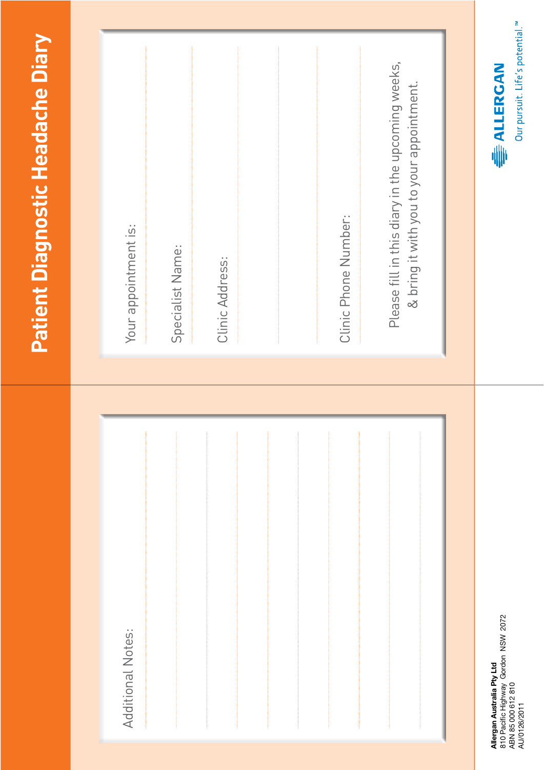# Patient Diagnostic Headache Diary

Your appointment is:

Specialist Name:

Clinic Address:

Clinic Phone Number:

Please fill in this diary in the upcoming weeks, & bring it with you to your appointment.

ALLERGAN

Our pursuit. Life's potential.™

Additional Notes:

**Allergan Australia Pty Ltd**
810 Pacific Highway Gordon NSW 2072
ABN 85 000 612 810
AU/0126/2011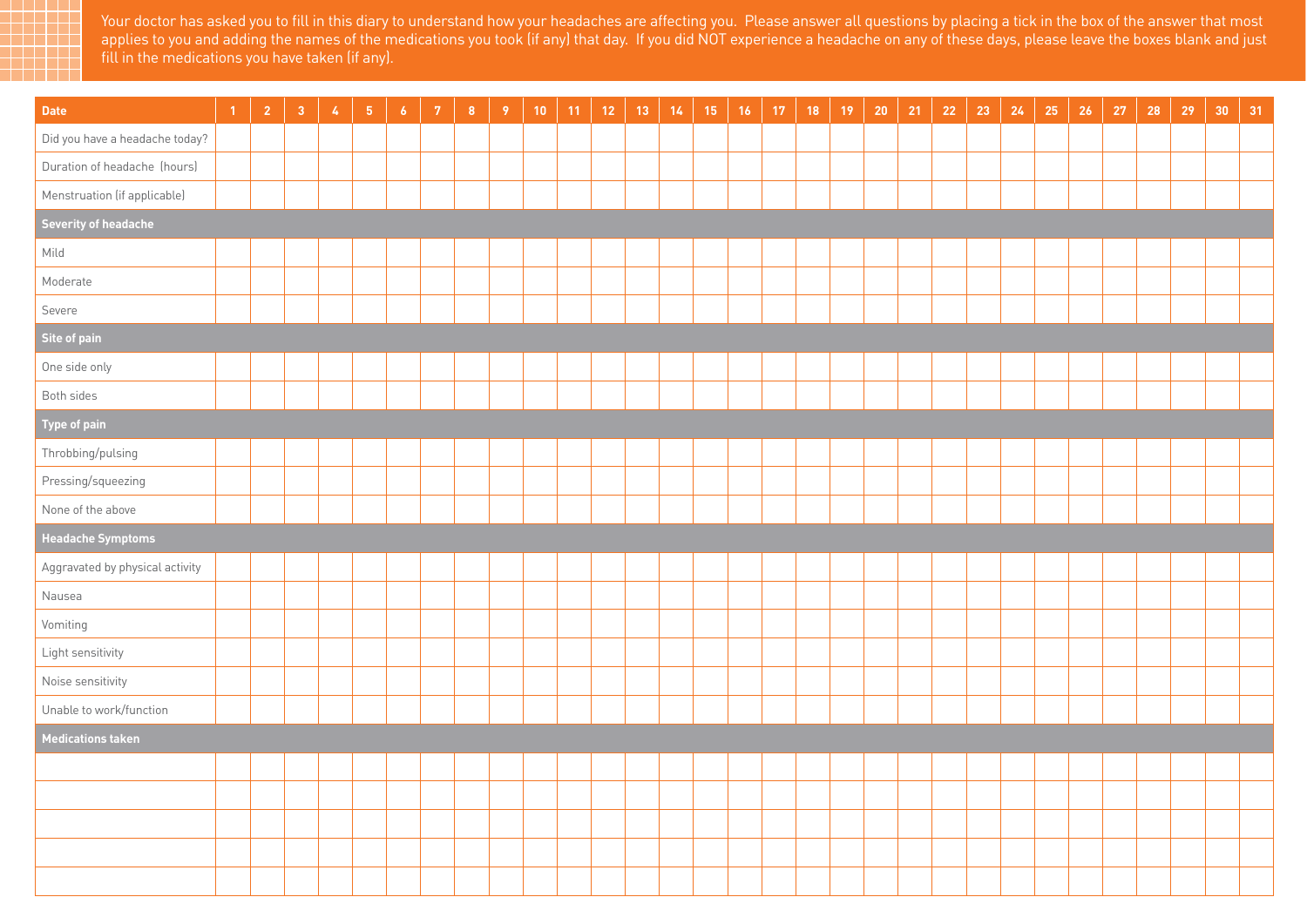Your doctor has asked you to fill in this diary to understand how your headaches are affecting you. Please answer all questions by placing a tick in the box of the answer that most applies to you and adding the names of the medications you took (if any) that day. If you did NOT experience a headache on any of these days, please leave the boxes blank and just fill in the medications you have taken (if any).

| Date | 1 | 2 | 3 | 4 | 5 | 6 | 7 | 8 | 9 | 10 | 11 | 12 | 13 | 14 | 15 | 16 | 17 | 18 | 19 | 20 | 21 | 22 | 23 | 24 | 25 | 26 | 27 | 28 | 29 | 30 | 31 |
|---|---|---|---|---|---|---|---|---|---|---|---|---|---|---|---|---|---|---|---|---|---|---|---|---|---|---|---|---|---|---|---|
| Did you have a headache today? | | | | | | | | | | | | | | | | | | | | | | | | | | | | | | | |
| Duration of headache (hours) | | | | | | | | | | | | | | | | | | | | | | | | | | | | | | | |
| Menstruation (if applicable) | | | | | | | | | | | | | | | | | | | | | | | | | | | | | | | |
| **Severity of headache** | | | | | | | | | | | | | | | | | | | | | | | | | | | | | | | |
| Mild | | | | | | | | | | | | | | | | | | | | | | | | | | | | | | | |
| Moderate | | | | | | | | | | | | | | | | | | | | | | | | | | | | | | | |
| Severe | | | | | | | | | | | | | | | | | | | | | | | | | | | | | | | |
| **Site of pain** | | | | | | | | | | | | | | | | | | | | | | | | | | | | | | | |
| One side only | | | | | | | | | | | | | | | | | | | | | | | | | | | | | | | |
| Both sides | | | | | | | | | | | | | | | | | | | | | | | | | | | | | | | |
| **Type of pain** | | | | | | | | | | | | | | | | | | | | | | | | | | | | | | | |
| Throbbing/pulsing | | | | | | | | | | | | | | | | | | | | | | | | | | | | | | | |
| Pressing/squeezing | | | | | | | | | | | | | | | | | | | | | | | | | | | | | | | |
| None of the above | | | | | | | | | | | | | | | | | | | | | | | | | | | | | | | |
| **Headache Symptoms** | | | | | | | | | | | | | | | | | | | | | | | | | | | | | | | |
| Aggravated by physical activity | | | | | | | | | | | | | | | | | | | | | | | | | | | | | | | |
| Nausea | | | | | | | | | | | | | | | | | | | | | | | | | | | | | | | |
| Vomiting | | | | | | | | | | | | | | | | | | | | | | | | | | | | | | | |
| Light sensitivity | | | | | | | | | | | | | | | | | | | | | | | | | | | | | | | |
| Noise sensitivity | | | | | | | | | | | | | | | | | | | | | | | | | | | | | | | |
| Unable to work/function | | | | | | | | | | | | | | | | | | | | | | | | | | | | | | | |
| **Medications taken** | | | | | | | | | | | | | | | | | | | | | | | | | | | | | | | |
| | | | | | | | | | | | | | | | | | | | | | | | | | | | | | | | |
| | | | | | | | | | | | | | | | | | | | | | | | | | | | | | | | |
| | | | | | | | | | | | | | | | | | | | | | | | | | | | | | | | |
| | | | | | | | | | | | | | | | | | | | | | | | | | | | | | | | |
| | | | | | | | | | | | | | | | | | | | | | | | | | | | | | | | |